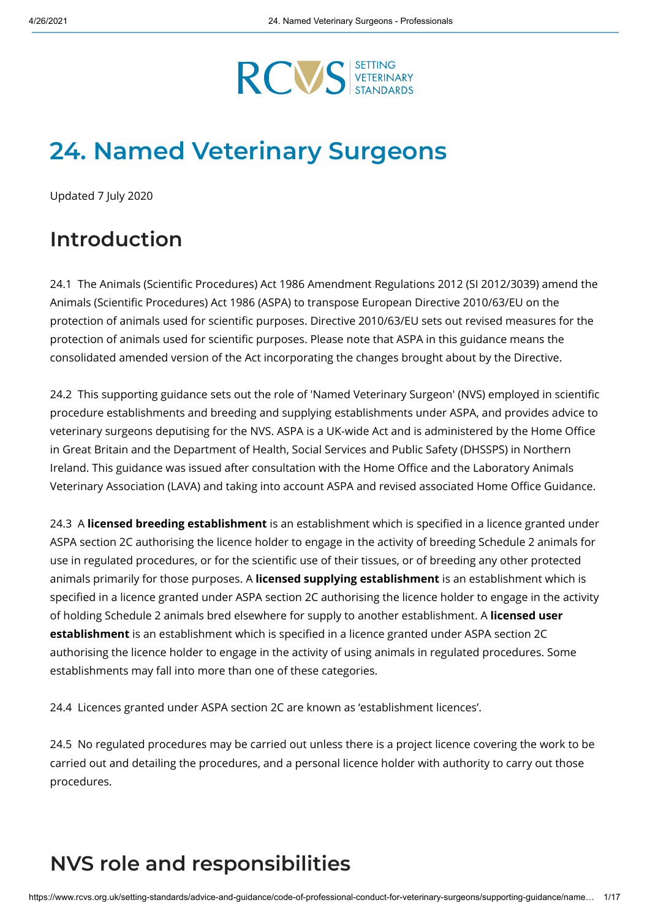# 24. Named Veterinary Surgeons

Updated 7 July 2020

## Introduction

24.1 The Animals (Scientific Procedures) Act 1986 Amendment Regulations 2012 (SI 2012/3039) amend the Animals (Scientific Procedures) Act 1986 (ASPA) to transpose European Directive 2010/63/EU on the protection of animals used for scientific purposes. Directive 2010/63/EU sets out revised measures for the protection of animals used for scientific purposes. Please note that ASPA in this guidance means the consolidated amended version of the Act incorporating the changes brought about by the Directive.

24.2 This supporting guidance sets out the role of 'Named Veterinary Surgeon' (NVS) employed in scientific procedure establishments and breeding and supplying establishments under ASPA, and provides advice to veterinary surgeons deputising for the NVS. ASPA is a UK-wide Act and is administered by the Home Office in Great Britain and the Department of Health, Social Services and Public Safety (DHSSPS) in Northern Ireland. This guidance was issued after consultation with the Home Office and the Laboratory Animals Veterinary Association (LAVA) and taking into account ASPA and revised associated Home Office Guidance.

24.3 A **licensed breeding establishment** is an establishment which is specified in a licence granted under ASPA section 2C authorising the licence holder to engage in the activity of breeding Schedule 2 animals for use in regulated procedures, or for the scientific use of their tissues, or of breeding any other protected animals primarily for those purposes. A **licensed supplying establishment** is an establishment which is specified in a licence granted under ASPA section 2C authorising the licence holder to engage in the activity of holding Schedule 2 animals bred elsewhere for supply to another establishment. A **licensed user establishment** is an establishment which is specified in a licence granted under ASPA section 2C authorising the licence holder to engage in the activity of using animals in regulated procedures. Some establishments may fall into more than one of these categories.

24.4 Licences granted under ASPA section 2C are known as 'establishment licences'.

24.5 No regulated procedures may be carried out unless there is a project licence covering the work to be carried out and detailing the procedures, and a personal licence holder with authority to carry out those procedures.

## NVS role and responsibilities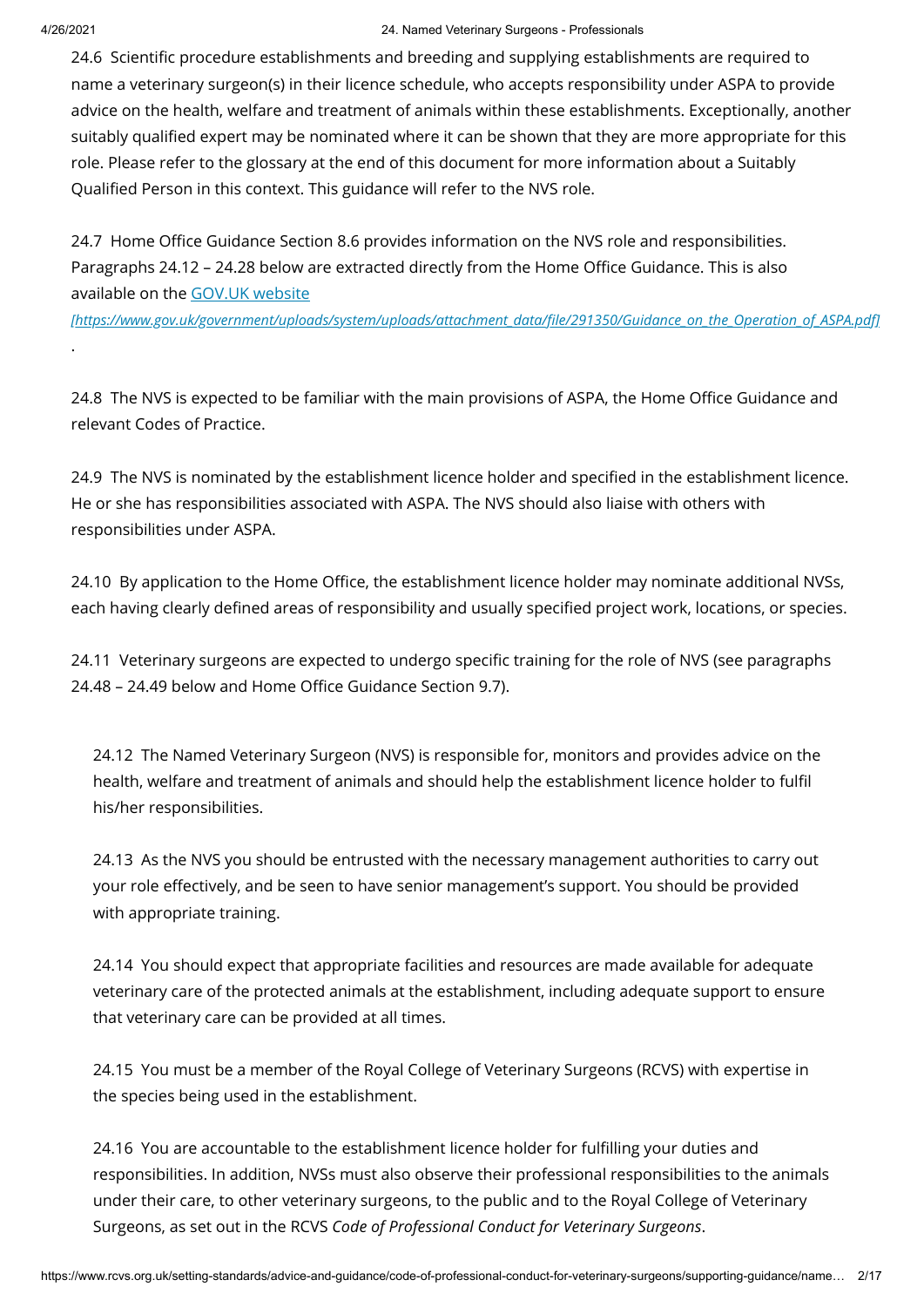24.6 Scientific procedure establishments and breeding and supplying establishments are required to name a veterinary surgeon(s) in their licence schedule, who accepts responsibility under ASPA to provide advice on the health, welfare and treatment of animals within these establishments. Exceptionally, another suitably qualified expert may be nominated where it can be shown that they are more appropriate for this role. Please refer to the glossary at the end of this document for more information about a Suitably Qualified Person in this context. This guidance will refer to the NVS role.

24.7 Home Office Guidance Section 8.6 provides information on the NVS role and responsibilities. Paragraphs 24.12 – 24.28 below are extracted directly from the Home Office Guidance. This is also available on the GOV.UK website *[https://www.gov.uk/government/uploads/system/uploads/attachment_data/file/291350/Guidance_on_the_Operation_of_ASPA.pdf]*.

24.8 The NVS is expected to be familiar with the main provisions of ASPA, the Home Office Guidance and relevant Codes of Practice.

24.9 The NVS is nominated by the establishment licence holder and specified in the establishment licence. He or she has responsibilities associated with ASPA. The NVS should also liaise with others with responsibilities under ASPA.

24.10 By application to the Home Office, the establishment licence holder may nominate additional NVSs, each having clearly defined areas of responsibility and usually specified project work, locations, or species.

24.11 Veterinary surgeons are expected to undergo specific training for the role of NVS (see paragraphs 24.48 – 24.49 below and Home Office Guidance Section 9.7).

> 24.12 The Named Veterinary Surgeon (NVS) is responsible for, monitors and provides advice on the health, welfare and treatment of animals and should help the establishment licence holder to fulfil his/her responsibilities.
>
> 24.13 As the NVS you should be entrusted with the necessary management authorities to carry out your role effectively, and be seen to have senior management's support. You should be provided with appropriate training.
>
> 24.14 You should expect that appropriate facilities and resources are made available for adequate veterinary care of the protected animals at the establishment, including adequate support to ensure that veterinary care can be provided at all times.
>
> 24.15 You must be a member of the Royal College of Veterinary Surgeons (RCVS) with expertise in the species being used in the establishment.
>
> 24.16 You are accountable to the establishment licence holder for fulfilling your duties and responsibilities. In addition, NVSs must also observe their professional responsibilities to the animals under their care, to other veterinary surgeons, to the public and to the Royal College of Veterinary Surgeons, as set out in the RCVS *Code of Professional Conduct for Veterinary Surgeons*.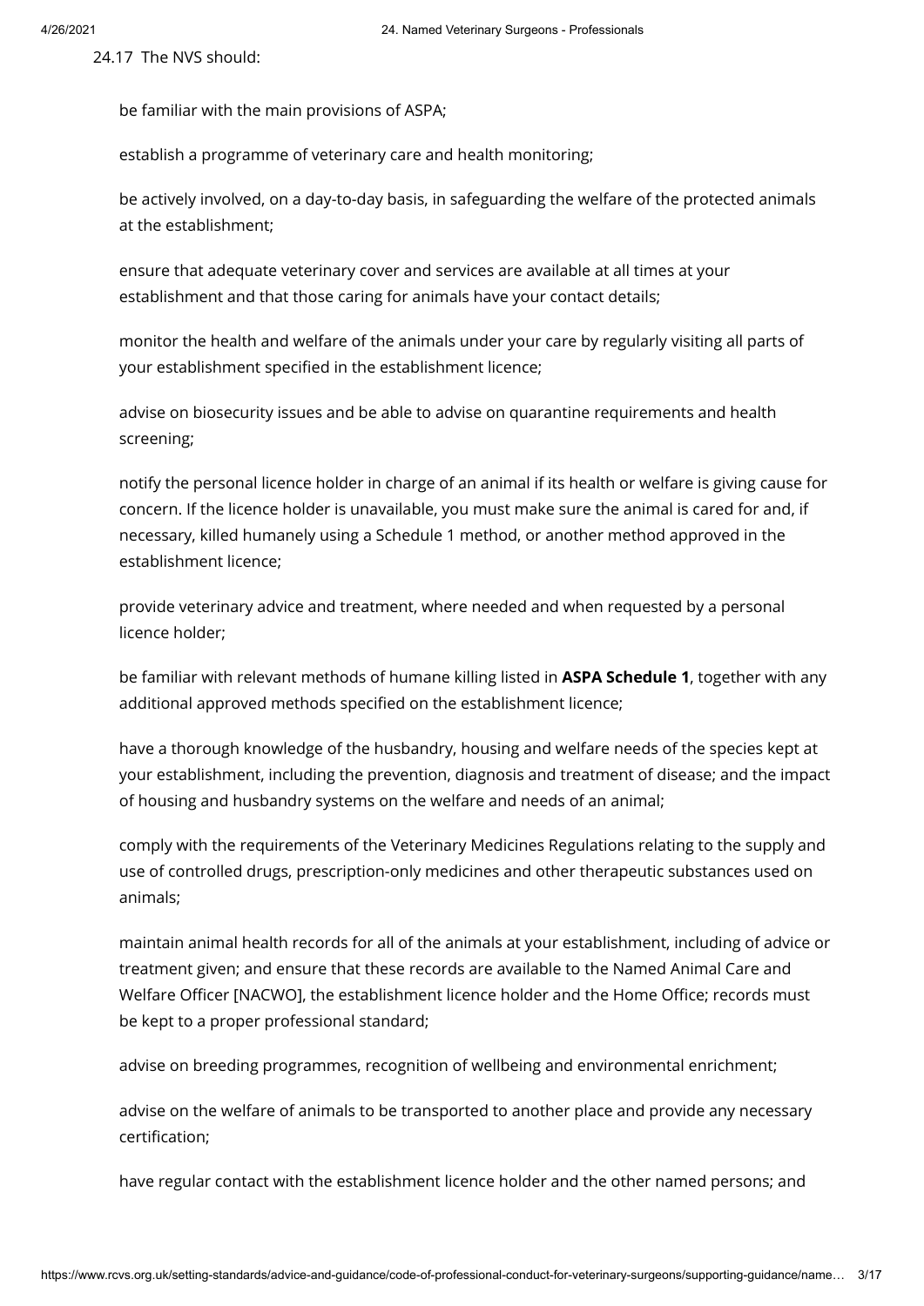24.17 The NVS should:

- be familiar with the main provisions of ASPA;
- establish a programme of veterinary care and health monitoring;
- be actively involved, on a day-to-day basis, in safeguarding the welfare of the protected animals at the establishment;
- ensure that adequate veterinary cover and services are available at all times at your establishment and that those caring for animals have your contact details;
- monitor the health and welfare of the animals under your care by regularly visiting all parts of your establishment specified in the establishment licence;
- advise on biosecurity issues and be able to advise on quarantine requirements and health screening;
- notify the personal licence holder in charge of an animal if its health or welfare is giving cause for concern. If the licence holder is unavailable, you must make sure the animal is cared for and, if necessary, killed humanely using a Schedule 1 method, or another method approved in the establishment licence;
- provide veterinary advice and treatment, where needed and when requested by a personal licence holder;
- be familiar with relevant methods of humane killing listed in **ASPA Schedule 1**, together with any additional approved methods specified on the establishment licence;
- have a thorough knowledge of the husbandry, housing and welfare needs of the species kept at your establishment, including the prevention, diagnosis and treatment of disease; and the impact of housing and husbandry systems on the welfare and needs of an animal;
- comply with the requirements of the Veterinary Medicines Regulations relating to the supply and use of controlled drugs, prescription-only medicines and other therapeutic substances used on animals;
- maintain animal health records for all of the animals at your establishment, including of advice or treatment given; and ensure that these records are available to the Named Animal Care and Welfare Officer [NACWO], the establishment licence holder and the Home Office; records must be kept to a proper professional standard;
- advise on breeding programmes, recognition of wellbeing and environmental enrichment;
- advise on the welfare of animals to be transported to another place and provide any necessary certification;
- have regular contact with the establishment licence holder and the other named persons; and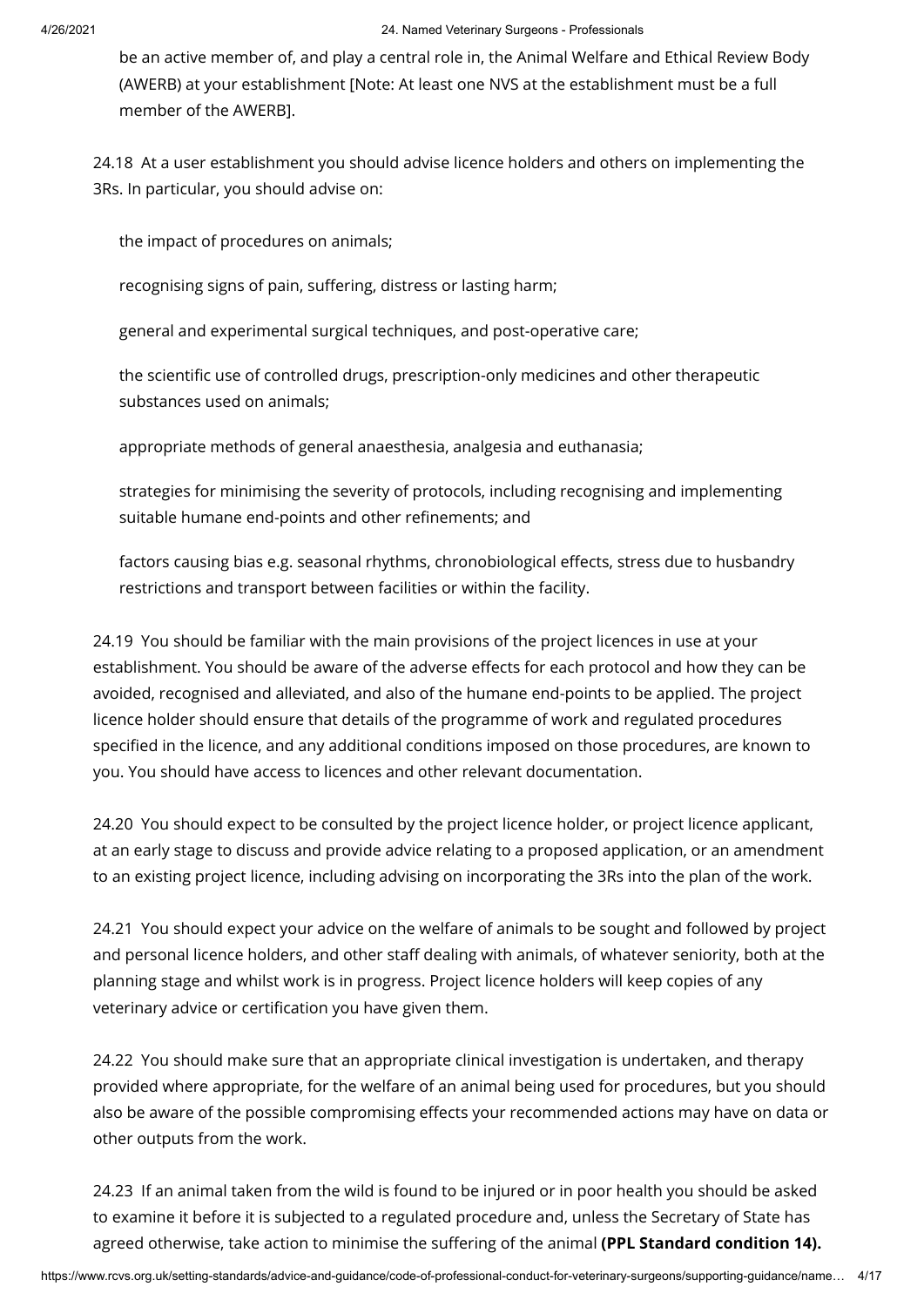be an active member of, and play a central role in, the Animal Welfare and Ethical Review Body (AWERB) at your establishment [Note: At least one NVS at the establishment must be a full member of the AWERB].

24.18 At a user establishment you should advise licence holders and others on implementing the 3Rs. In particular, you should advise on:

- the impact of procedures on animals;
- recognising signs of pain, suffering, distress or lasting harm;
- general and experimental surgical techniques, and post-operative care;
- the scientific use of controlled drugs, prescription-only medicines and other therapeutic substances used on animals;
- appropriate methods of general anaesthesia, analgesia and euthanasia;
- strategies for minimising the severity of protocols, including recognising and implementing suitable humane end-points and other refinements; and
- factors causing bias e.g. seasonal rhythms, chronobiological effects, stress due to husbandry restrictions and transport between facilities or within the facility.

24.19 You should be familiar with the main provisions of the project licences in use at your establishment. You should be aware of the adverse effects for each protocol and how they can be avoided, recognised and alleviated, and also of the humane end-points to be applied. The project licence holder should ensure that details of the programme of work and regulated procedures specified in the licence, and any additional conditions imposed on those procedures, are known to you. You should have access to licences and other relevant documentation.

24.20 You should expect to be consulted by the project licence holder, or project licence applicant, at an early stage to discuss and provide advice relating to a proposed application, or an amendment to an existing project licence, including advising on incorporating the 3Rs into the plan of the work.

24.21 You should expect your advice on the welfare of animals to be sought and followed by project and personal licence holders, and other staff dealing with animals, of whatever seniority, both at the planning stage and whilst work is in progress. Project licence holders will keep copies of any veterinary advice or certification you have given them.

24.22 You should make sure that an appropriate clinical investigation is undertaken, and therapy provided where appropriate, for the welfare of an animal being used for procedures, but you should also be aware of the possible compromising effects your recommended actions may have on data or other outputs from the work.

24.23 If an animal taken from the wild is found to be injured or in poor health you should be asked to examine it before it is subjected to a regulated procedure and, unless the Secretary of State has agreed otherwise, take action to minimise the suffering of the animal **(PPL Standard condition 14).**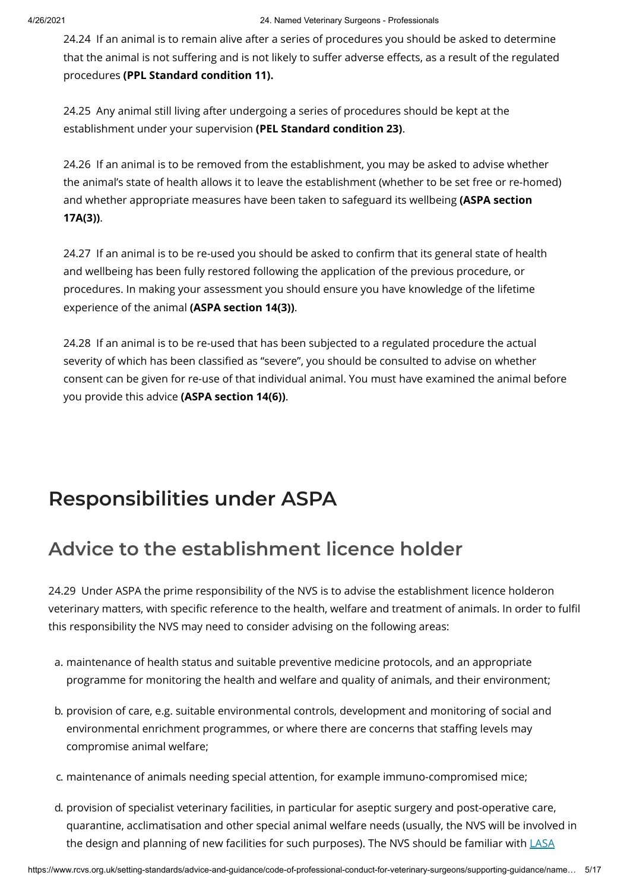24.24 If an animal is to remain alive after a series of procedures you should be asked to determine that the animal is not suffering and is not likely to suffer adverse effects, as a result of the regulated procedures **(PPL Standard condition 11).**

24.25 Any animal still living after undergoing a series of procedures should be kept at the establishment under your supervision **(PEL Standard condition 23)**.

24.26 If an animal is to be removed from the establishment, you may be asked to advise whether the animal's state of health allows it to leave the establishment (whether to be set free or re-homed) and whether appropriate measures have been taken to safeguard its wellbeing **(ASPA section 17A(3))**.

24.27 If an animal is to be re-used you should be asked to confirm that its general state of health and wellbeing has been fully restored following the application of the previous procedure, or procedures. In making your assessment you should ensure you have knowledge of the lifetime experience of the animal **(ASPA section 14(3))**.

24.28 If an animal is to be re-used that has been subjected to a regulated procedure the actual severity of which has been classified as "severe", you should be consulted to advise on whether consent can be given for re-use of that individual animal. You must have examined the animal before you provide this advice **(ASPA section 14(6))**.

# Responsibilities under ASPA

## Advice to the establishment licence holder

24.29 Under ASPA the prime responsibility of the NVS is to advise the establishment licence holderon veterinary matters, with specific reference to the health, welfare and treatment of animals. In order to fulfil this responsibility the NVS may need to consider advising on the following areas:

a. maintenance of health status and suitable preventive medicine protocols, and an appropriate programme for monitoring the health and welfare and quality of animals, and their environment;
b. provision of care, e.g. suitable environmental controls, development and monitoring of social and environmental enrichment programmes, or where there are concerns that staffing levels may compromise animal welfare;
c. maintenance of animals needing special attention, for example immuno-compromised mice;
d. provision of specialist veterinary facilities, in particular for aseptic surgery and post-operative care, quarantine, acclimatisation and other special animal welfare needs (usually, the NVS will be involved in the design and planning of new facilities for such purposes). The NVS should be familiar with LASA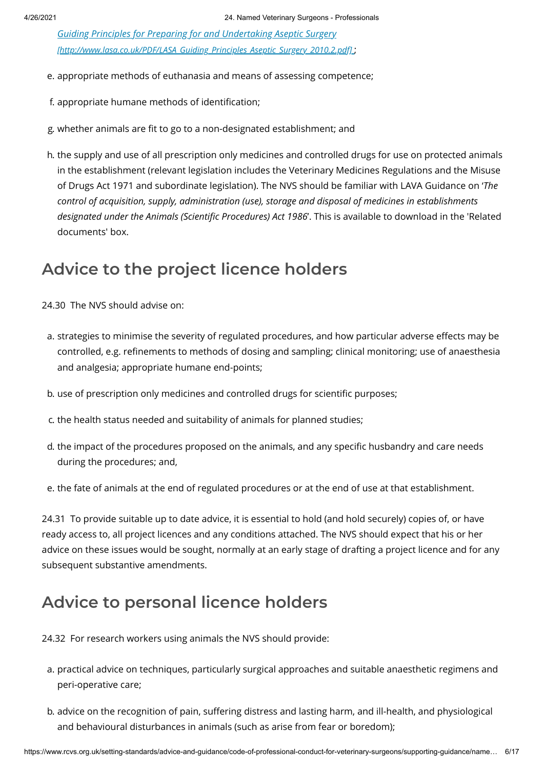[Guiding Principles for Preparing for and Undertaking Aseptic Surgery [http://www.lasa.co.uk/PDF/LASA_Guiding_Principles_Aseptic_Surgery_2010.2.pdf]](http://www.lasa.co.uk/PDF/LASA_Guiding_Principles_Aseptic_Surgery_2010.2.pdf);

e. appropriate methods of euthanasia and means of assessing competence;

f. appropriate humane methods of identification;

g. whether animals are fit to go to a non-designated establishment; and

h. the supply and use of all prescription only medicines and controlled drugs for use on protected animals in the establishment (relevant legislation includes the Veterinary Medicines Regulations and the Misuse of Drugs Act 1971 and subordinate legislation). The NVS should be familiar with LAVA Guidance on '*The control of acquisition, supply, administration (use), storage and disposal of medicines in establishments designated under the Animals (Scientific Procedures) Act 1986*'. This is available to download in the 'Related documents' box.

## Advice to the project licence holders

24.30 The NVS should advise on:

a. strategies to minimise the severity of regulated procedures, and how particular adverse effects may be controlled, e.g. refinements to methods of dosing and sampling; clinical monitoring; use of anaesthesia and analgesia; appropriate humane end-points;

b. use of prescription only medicines and controlled drugs for scientific purposes;

c. the health status needed and suitability of animals for planned studies;

d. the impact of the procedures proposed on the animals, and any specific husbandry and care needs during the procedures; and,

e. the fate of animals at the end of regulated procedures or at the end of use at that establishment.

24.31 To provide suitable up to date advice, it is essential to hold (and hold securely) copies of, or have ready access to, all project licences and any conditions attached. The NVS should expect that his or her advice on these issues would be sought, normally at an early stage of drafting a project licence and for any subsequent substantive amendments.

## Advice to personal licence holders

24.32 For research workers using animals the NVS should provide:

a. practical advice on techniques, particularly surgical approaches and suitable anaesthetic regimens and peri-operative care;

b. advice on the recognition of pain, suffering distress and lasting harm, and ill-health, and physiological and behavioural disturbances in animals (such as arise from fear or boredom);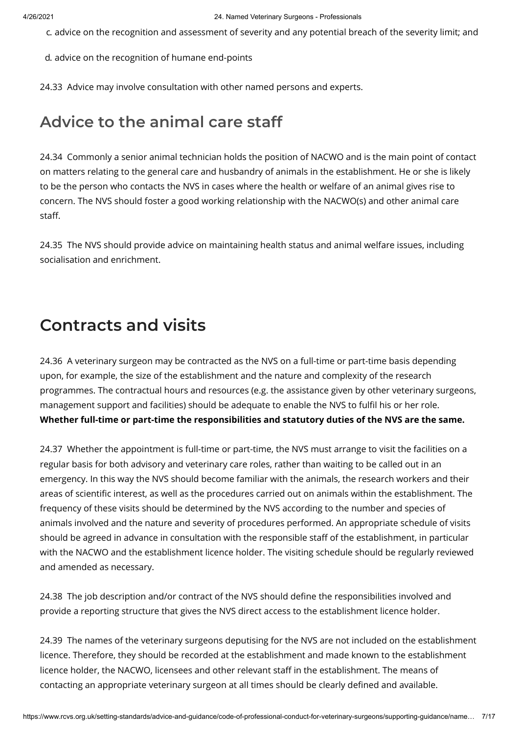c. advice on the recognition and assessment of severity and any potential breach of the severity limit; and

d. advice on the recognition of humane end-points

24.33 Advice may involve consultation with other named persons and experts.

## Advice to the animal care staff

24.34 Commonly a senior animal technician holds the position of NACWO and is the main point of contact on matters relating to the general care and husbandry of animals in the establishment. He or she is likely to be the person who contacts the NVS in cases where the health or welfare of an animal gives rise to concern. The NVS should foster a good working relationship with the NACWO(s) and other animal care staff.

24.35 The NVS should provide advice on maintaining health status and animal welfare issues, including socialisation and enrichment.

# Contracts and visits

24.36 A veterinary surgeon may be contracted as the NVS on a full-time or part-time basis depending upon, for example, the size of the establishment and the nature and complexity of the research programmes. The contractual hours and resources (e.g. the assistance given by other veterinary surgeons, management support and facilities) should be adequate to enable the NVS to fulfil his or her role. **Whether full-time or part-time the responsibilities and statutory duties of the NVS are the same.**

24.37 Whether the appointment is full-time or part-time, the NVS must arrange to visit the facilities on a regular basis for both advisory and veterinary care roles, rather than waiting to be called out in an emergency. In this way the NVS should become familiar with the animals, the research workers and their areas of scientific interest, as well as the procedures carried out on animals within the establishment. The frequency of these visits should be determined by the NVS according to the number and species of animals involved and the nature and severity of procedures performed. An appropriate schedule of visits should be agreed in advance in consultation with the responsible staff of the establishment, in particular with the NACWO and the establishment licence holder. The visiting schedule should be regularly reviewed and amended as necessary.

24.38 The job description and/or contract of the NVS should define the responsibilities involved and provide a reporting structure that gives the NVS direct access to the establishment licence holder.

24.39 The names of the veterinary surgeons deputising for the NVS are not included on the establishment licence. Therefore, they should be recorded at the establishment and made known to the establishment licence holder, the NACWO, licensees and other relevant staff in the establishment. The means of contacting an appropriate veterinary surgeon at all times should be clearly defined and available.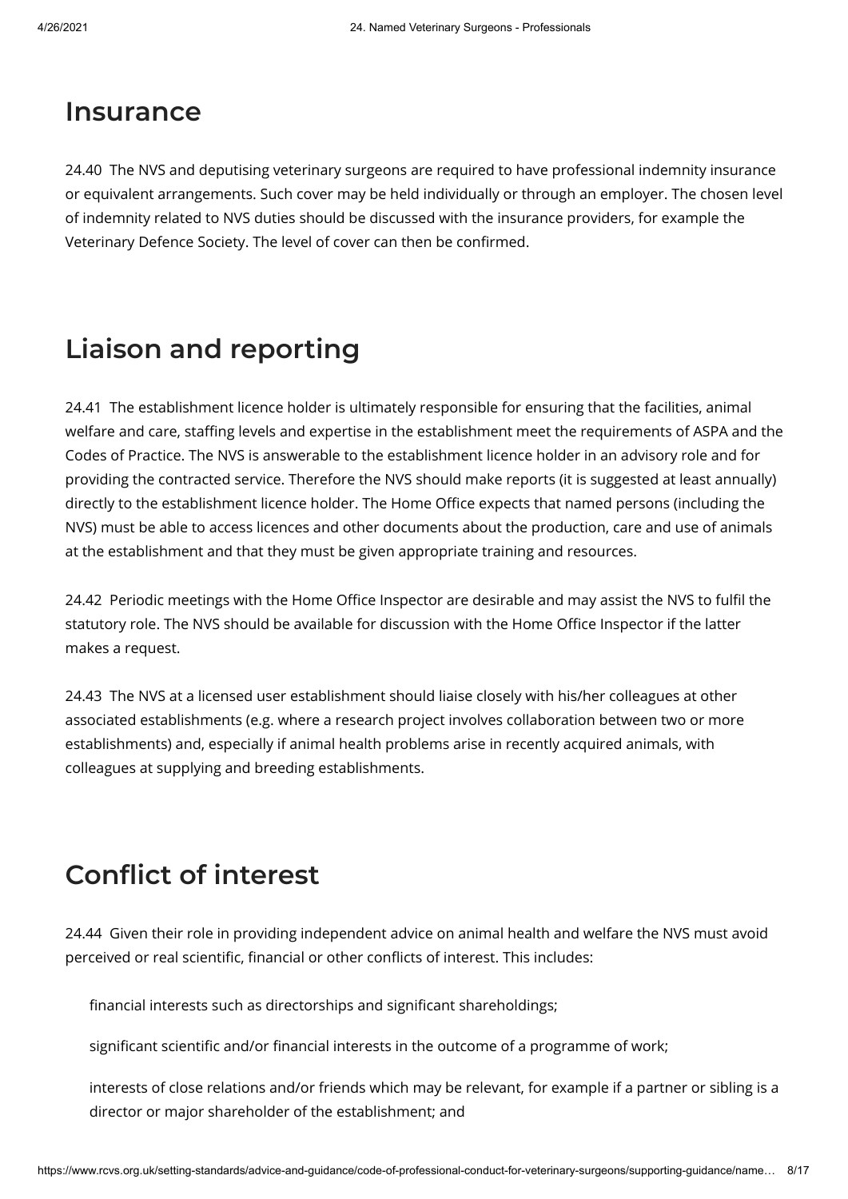## Insurance

24.40  The NVS and deputising veterinary surgeons are required to have professional indemnity insurance or equivalent arrangements. Such cover may be held individually or through an employer. The chosen level of indemnity related to NVS duties should be discussed with the insurance providers, for example the Veterinary Defence Society. The level of cover can then be confirmed.

## Liaison and reporting

24.41  The establishment licence holder is ultimately responsible for ensuring that the facilities, animal welfare and care, staffing levels and expertise in the establishment meet the requirements of ASPA and the Codes of Practice. The NVS is answerable to the establishment licence holder in an advisory role and for providing the contracted service. Therefore the NVS should make reports (it is suggested at least annually) directly to the establishment licence holder. The Home Office expects that named persons (including the NVS) must be able to access licences and other documents about the production, care and use of animals at the establishment and that they must be given appropriate training and resources.

24.42  Periodic meetings with the Home Office Inspector are desirable and may assist the NVS to fulfil the statutory role. The NVS should be available for discussion with the Home Office Inspector if the latter makes a request.

24.43  The NVS at a licensed user establishment should liaise closely with his/her colleagues at other associated establishments (e.g. where a research project involves collaboration between two or more establishments) and, especially if animal health problems arise in recently acquired animals, with colleagues at supplying and breeding establishments.

## Conflict of interest

24.44  Given their role in providing independent advice on animal health and welfare the NVS must avoid perceived or real scientific, financial or other conflicts of interest. This includes:

- financial interests such as directorships and significant shareholdings;
- significant scientific and/or financial interests in the outcome of a programme of work;
- interests of close relations and/or friends which may be relevant, for example if a partner or sibling is a director or major shareholder of the establishment; and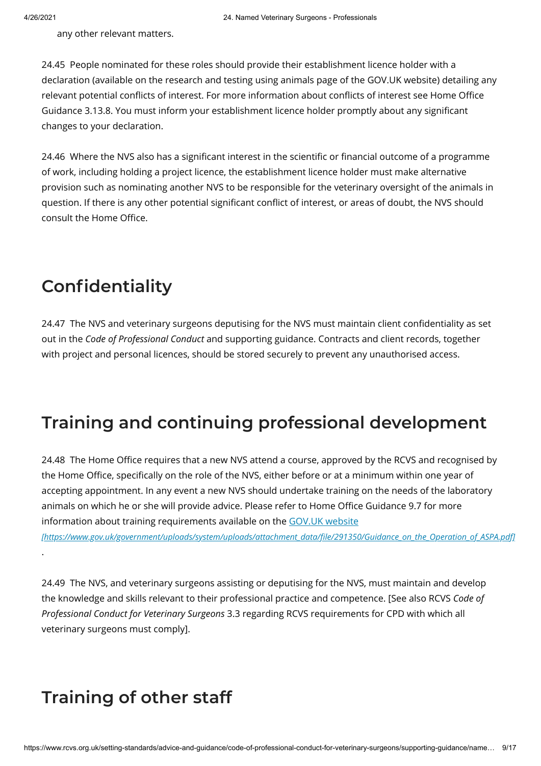any other relevant matters.

24.45 People nominated for these roles should provide their establishment licence holder with a declaration (available on the research and testing using animals page of the GOV.UK website) detailing any relevant potential conflicts of interest. For more information about conflicts of interest see Home Office Guidance 3.13.8. You must inform your establishment licence holder promptly about any significant changes to your declaration.

24.46 Where the NVS also has a significant interest in the scientific or financial outcome of a programme of work, including holding a project licence, the establishment licence holder must make alternative provision such as nominating another NVS to be responsible for the veterinary oversight of the animals in question. If there is any other potential significant conflict of interest, or areas of doubt, the NVS should consult the Home Office.

## Confidentiality

24.47 The NVS and veterinary surgeons deputising for the NVS must maintain client confidentiality as set out in the *Code of Professional Conduct* and supporting guidance. Contracts and client records, together with project and personal licences, should be stored securely to prevent any unauthorised access.

## Training and continuing professional development

24.48 The Home Office requires that a new NVS attend a course, approved by the RCVS and recognised by the Home Office, specifically on the role of the NVS, either before or at a minimum within one year of accepting appointment. In any event a new NVS should undertake training on the needs of the laboratory animals on which he or she will provide advice. Please refer to Home Office Guidance 9.7 for more information about training requirements available on the GOV.UK website *[https://www.gov.uk/government/uploads/system/uploads/attachment_data/file/291350/Guidance_on_the_Operation_of_ASPA.pdf]*.

24.49 The NVS, and veterinary surgeons assisting or deputising for the NVS, must maintain and develop the knowledge and skills relevant to their professional practice and competence. [See also RCVS *Code of Professional Conduct for Veterinary Surgeons* 3.3 regarding RCVS requirements for CPD with which all veterinary surgeons must comply].

## Training of other staff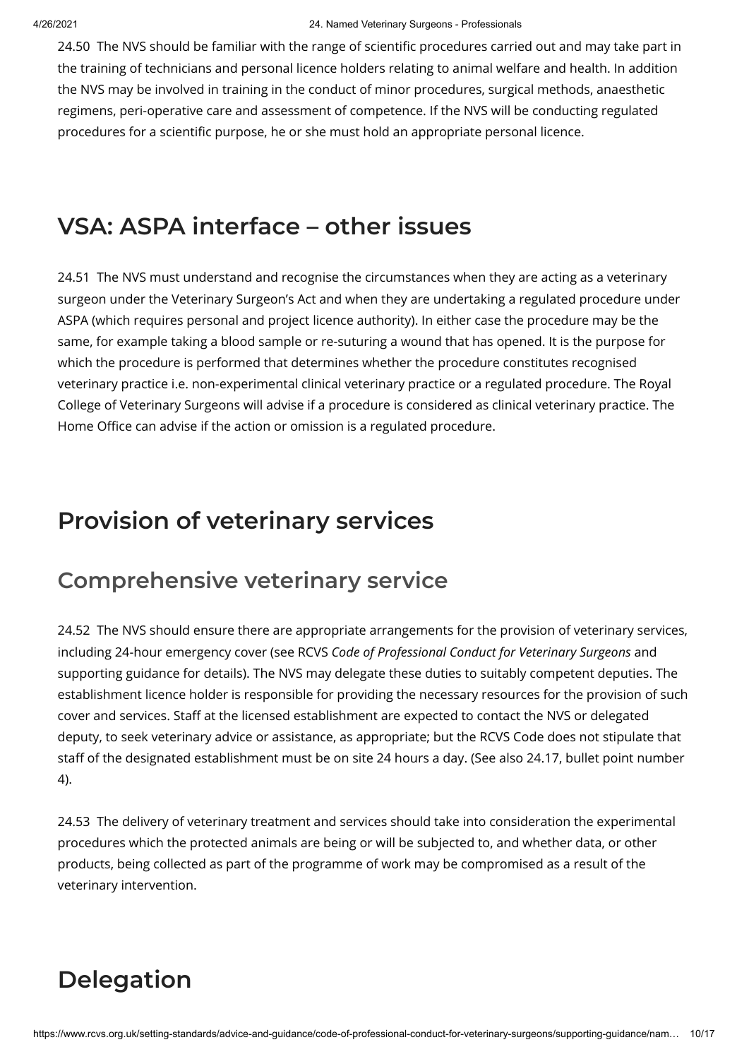24.50 The NVS should be familiar with the range of scientific procedures carried out and may take part in the training of technicians and personal licence holders relating to animal welfare and health. In addition the NVS may be involved in training in the conduct of minor procedures, surgical methods, anaesthetic regimens, peri-operative care and assessment of competence. If the NVS will be conducting regulated procedures for a scientific purpose, he or she must hold an appropriate personal licence.

## VSA: ASPA interface – other issues

24.51 The NVS must understand and recognise the circumstances when they are acting as a veterinary surgeon under the Veterinary Surgeon's Act and when they are undertaking a regulated procedure under ASPA (which requires personal and project licence authority). In either case the procedure may be the same, for example taking a blood sample or re-suturing a wound that has opened. It is the purpose for which the procedure is performed that determines whether the procedure constitutes recognised veterinary practice i.e. non-experimental clinical veterinary practice or a regulated procedure. The Royal College of Veterinary Surgeons will advise if a procedure is considered as clinical veterinary practice. The Home Office can advise if the action or omission is a regulated procedure.

## Provision of veterinary services

### Comprehensive veterinary service

24.52 The NVS should ensure there are appropriate arrangements for the provision of veterinary services, including 24-hour emergency cover (see RCVS *Code of Professional Conduct for Veterinary Surgeons* and supporting guidance for details). The NVS may delegate these duties to suitably competent deputies. The establishment licence holder is responsible for providing the necessary resources for the provision of such cover and services. Staff at the licensed establishment are expected to contact the NVS or delegated deputy, to seek veterinary advice or assistance, as appropriate; but the RCVS Code does not stipulate that staff of the designated establishment must be on site 24 hours a day. (See also 24.17, bullet point number 4).

24.53 The delivery of veterinary treatment and services should take into consideration the experimental procedures which the protected animals are being or will be subjected to, and whether data, or other products, being collected as part of the programme of work may be compromised as a result of the veterinary intervention.

## Delegation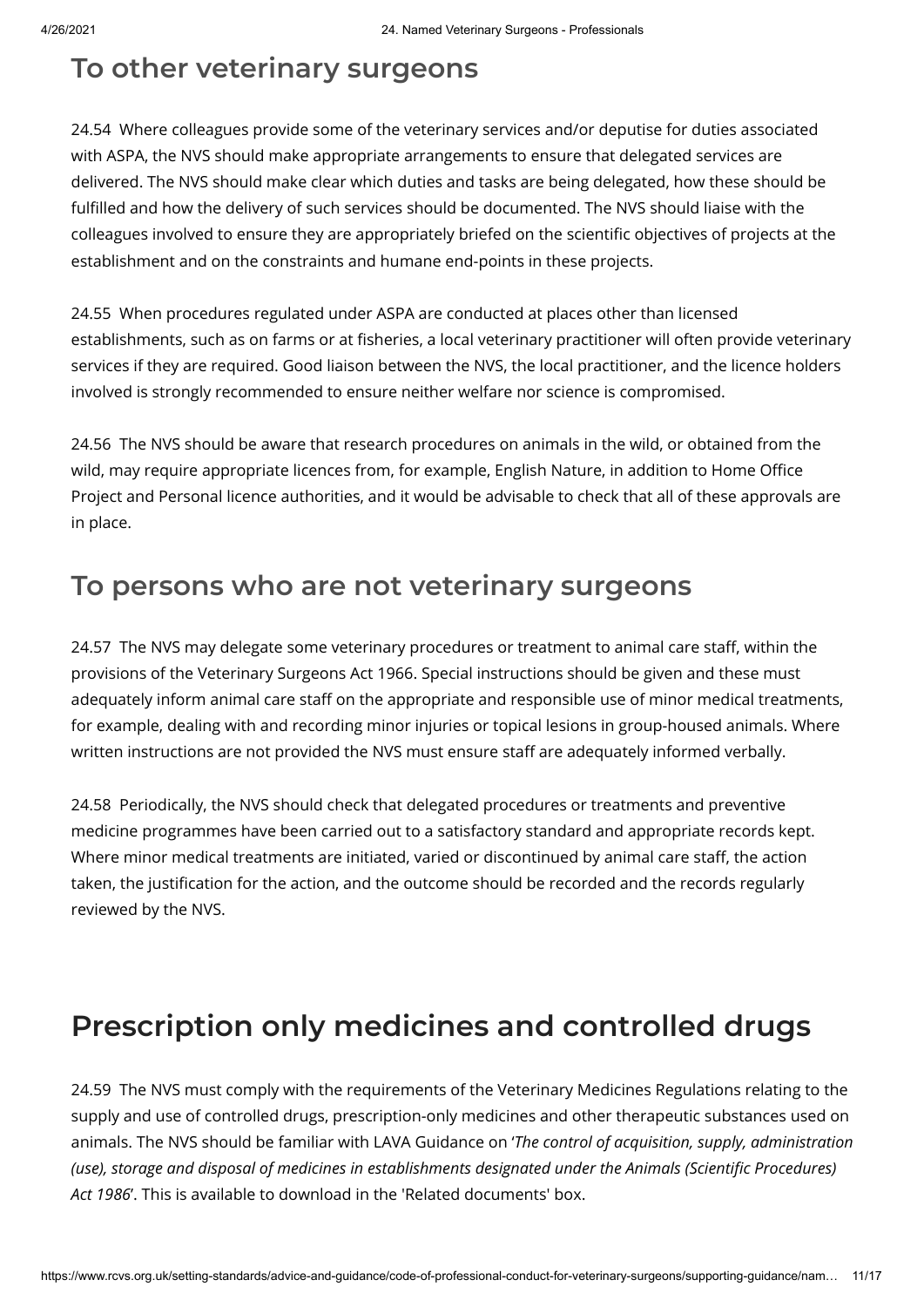## To other veterinary surgeons

24.54 Where colleagues provide some of the veterinary services and/or deputise for duties associated with ASPA, the NVS should make appropriate arrangements to ensure that delegated services are delivered. The NVS should make clear which duties and tasks are being delegated, how these should be fulfilled and how the delivery of such services should be documented. The NVS should liaise with the colleagues involved to ensure they are appropriately briefed on the scientific objectives of projects at the establishment and on the constraints and humane end-points in these projects.

24.55 When procedures regulated under ASPA are conducted at places other than licensed establishments, such as on farms or at fisheries, a local veterinary practitioner will often provide veterinary services if they are required. Good liaison between the NVS, the local practitioner, and the licence holders involved is strongly recommended to ensure neither welfare nor science is compromised.

24.56 The NVS should be aware that research procedures on animals in the wild, or obtained from the wild, may require appropriate licences from, for example, English Nature, in addition to Home Office Project and Personal licence authorities, and it would be advisable to check that all of these approvals are in place.

## To persons who are not veterinary surgeons

24.57 The NVS may delegate some veterinary procedures or treatment to animal care staff, within the provisions of the Veterinary Surgeons Act 1966. Special instructions should be given and these must adequately inform animal care staff on the appropriate and responsible use of minor medical treatments, for example, dealing with and recording minor injuries or topical lesions in group-housed animals. Where written instructions are not provided the NVS must ensure staff are adequately informed verbally.

24.58 Periodically, the NVS should check that delegated procedures or treatments and preventive medicine programmes have been carried out to a satisfactory standard and appropriate records kept. Where minor medical treatments are initiated, varied or discontinued by animal care staff, the action taken, the justification for the action, and the outcome should be recorded and the records regularly reviewed by the NVS.

# Prescription only medicines and controlled drugs

24.59 The NVS must comply with the requirements of the Veterinary Medicines Regulations relating to the supply and use of controlled drugs, prescription-only medicines and other therapeutic substances used on animals. The NVS should be familiar with LAVA Guidance on '*The control of acquisition, supply, administration (use), storage and disposal of medicines in establishments designated under the Animals (Scientific Procedures) Act 1986*'. This is available to download in the 'Related documents' box.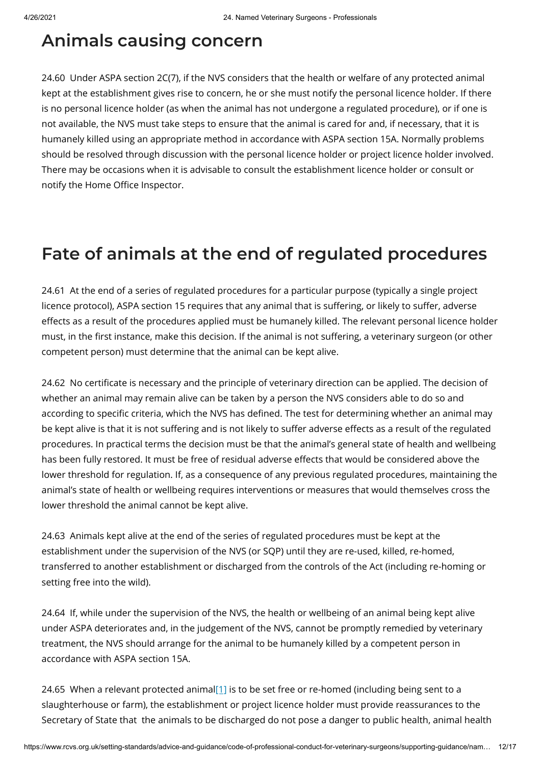## Animals causing concern

24.60 Under ASPA section 2C(7), if the NVS considers that the health or welfare of any protected animal kept at the establishment gives rise to concern, he or she must notify the personal licence holder. If there is no personal licence holder (as when the animal has not undergone a regulated procedure), or if one is not available, the NVS must take steps to ensure that the animal is cared for and, if necessary, that it is humanely killed using an appropriate method in accordance with ASPA section 15A. Normally problems should be resolved through discussion with the personal licence holder or project licence holder involved. There may be occasions when it is advisable to consult the establishment licence holder or consult or notify the Home Office Inspector.

## Fate of animals at the end of regulated procedures

24.61 At the end of a series of regulated procedures for a particular purpose (typically a single project licence protocol), ASPA section 15 requires that any animal that is suffering, or likely to suffer, adverse effects as a result of the procedures applied must be humanely killed. The relevant personal licence holder must, in the first instance, make this decision. If the animal is not suffering, a veterinary surgeon (or other competent person) must determine that the animal can be kept alive.

24.62 No certificate is necessary and the principle of veterinary direction can be applied. The decision of whether an animal may remain alive can be taken by a person the NVS considers able to do so and according to specific criteria, which the NVS has defined. The test for determining whether an animal may be kept alive is that it is not suffering and is not likely to suffer adverse effects as a result of the regulated procedures. In practical terms the decision must be that the animal's general state of health and wellbeing has been fully restored. It must be free of residual adverse effects that would be considered above the lower threshold for regulation. If, as a consequence of any previous regulated procedures, maintaining the animal's state of health or wellbeing requires interventions or measures that would themselves cross the lower threshold the animal cannot be kept alive.

24.63 Animals kept alive at the end of the series of regulated procedures must be kept at the establishment under the supervision of the NVS (or SQP) until they are re-used, killed, re-homed, transferred to another establishment or discharged from the controls of the Act (including re-homing or setting free into the wild).

24.64 If, while under the supervision of the NVS, the health or wellbeing of an animal being kept alive under ASPA deteriorates and, in the judgement of the NVS, cannot be promptly remedied by veterinary treatment, the NVS should arrange for the animal to be humanely killed by a competent person in accordance with ASPA section 15A.

24.65 When a relevant protected animal[1] is to be set free or re-homed (including being sent to a slaughterhouse or farm), the establishment or project licence holder must provide reassurances to the Secretary of State that the animals to be discharged do not pose a danger to public health, animal health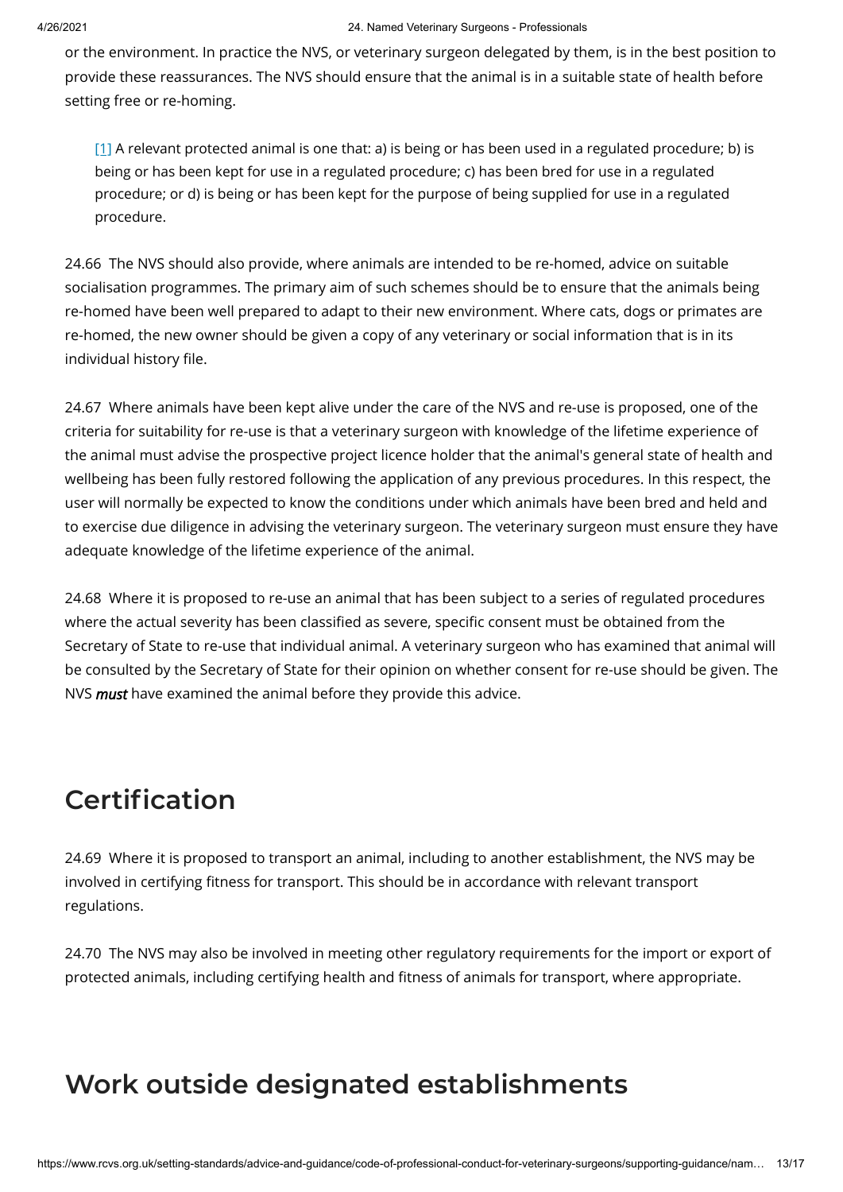or the environment. In practice the NVS, or veterinary surgeon delegated by them, is in the best position to provide these reassurances. The NVS should ensure that the animal is in a suitable state of health before setting free or re-homing.

> [1] A relevant protected animal is one that: a) is being or has been used in a regulated procedure; b) is being or has been kept for use in a regulated procedure; c) has been bred for use in a regulated procedure; or d) is being or has been kept for the purpose of being supplied for use in a regulated procedure.

24.66 The NVS should also provide, where animals are intended to be re-homed, advice on suitable socialisation programmes. The primary aim of such schemes should be to ensure that the animals being re-homed have been well prepared to adapt to their new environment. Where cats, dogs or primates are re-homed, the new owner should be given a copy of any veterinary or social information that is in its individual history file.

24.67 Where animals have been kept alive under the care of the NVS and re-use is proposed, one of the criteria for suitability for re-use is that a veterinary surgeon with knowledge of the lifetime experience of the animal must advise the prospective project licence holder that the animal's general state of health and wellbeing has been fully restored following the application of any previous procedures. In this respect, the user will normally be expected to know the conditions under which animals have been bred and held and to exercise due diligence in advising the veterinary surgeon. The veterinary surgeon must ensure they have adequate knowledge of the lifetime experience of the animal.

24.68 Where it is proposed to re-use an animal that has been subject to a series of regulated procedures where the actual severity has been classified as severe, specific consent must be obtained from the Secretary of State to re-use that individual animal. A veterinary surgeon who has examined that animal will be consulted by the Secretary of State for their opinion on whether consent for re-use should be given. The NVS ***must*** have examined the animal before they provide this advice.

## Certification

24.69 Where it is proposed to transport an animal, including to another establishment, the NVS may be involved in certifying fitness for transport. This should be in accordance with relevant transport regulations.

24.70 The NVS may also be involved in meeting other regulatory requirements for the import or export of protected animals, including certifying health and fitness of animals for transport, where appropriate.

## Work outside designated establishments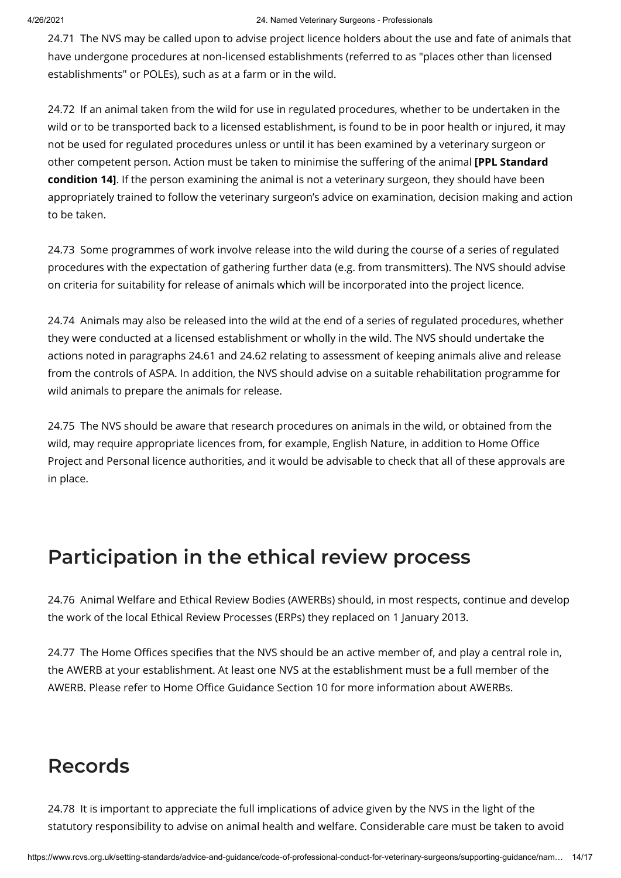24.71 The NVS may be called upon to advise project licence holders about the use and fate of animals that have undergone procedures at non-licensed establishments (referred to as "places other than licensed establishments" or POLEs), such as at a farm or in the wild.

24.72 If an animal taken from the wild for use in regulated procedures, whether to be undertaken in the wild or to be transported back to a licensed establishment, is found to be in poor health or injured, it may not be used for regulated procedures unless or until it has been examined by a veterinary surgeon or other competent person. Action must be taken to minimise the suffering of the animal **[PPL Standard condition 14]**. If the person examining the animal is not a veterinary surgeon, they should have been appropriately trained to follow the veterinary surgeon's advice on examination, decision making and action to be taken.

24.73 Some programmes of work involve release into the wild during the course of a series of regulated procedures with the expectation of gathering further data (e.g. from transmitters). The NVS should advise on criteria for suitability for release of animals which will be incorporated into the project licence.

24.74 Animals may also be released into the wild at the end of a series of regulated procedures, whether they were conducted at a licensed establishment or wholly in the wild. The NVS should undertake the actions noted in paragraphs 24.61 and 24.62 relating to assessment of keeping animals alive and release from the controls of ASPA. In addition, the NVS should advise on a suitable rehabilitation programme for wild animals to prepare the animals for release.

24.75 The NVS should be aware that research procedures on animals in the wild, or obtained from the wild, may require appropriate licences from, for example, English Nature, in addition to Home Office Project and Personal licence authorities, and it would be advisable to check that all of these approvals are in place.

## Participation in the ethical review process

24.76 Animal Welfare and Ethical Review Bodies (AWERBs) should, in most respects, continue and develop the work of the local Ethical Review Processes (ERPs) they replaced on 1 January 2013.

24.77 The Home Offices specifies that the NVS should be an active member of, and play a central role in, the AWERB at your establishment. At least one NVS at the establishment must be a full member of the AWERB. Please refer to Home Office Guidance Section 10 for more information about AWERBs.

## Records

24.78 It is important to appreciate the full implications of advice given by the NVS in the light of the statutory responsibility to advise on animal health and welfare. Considerable care must be taken to avoid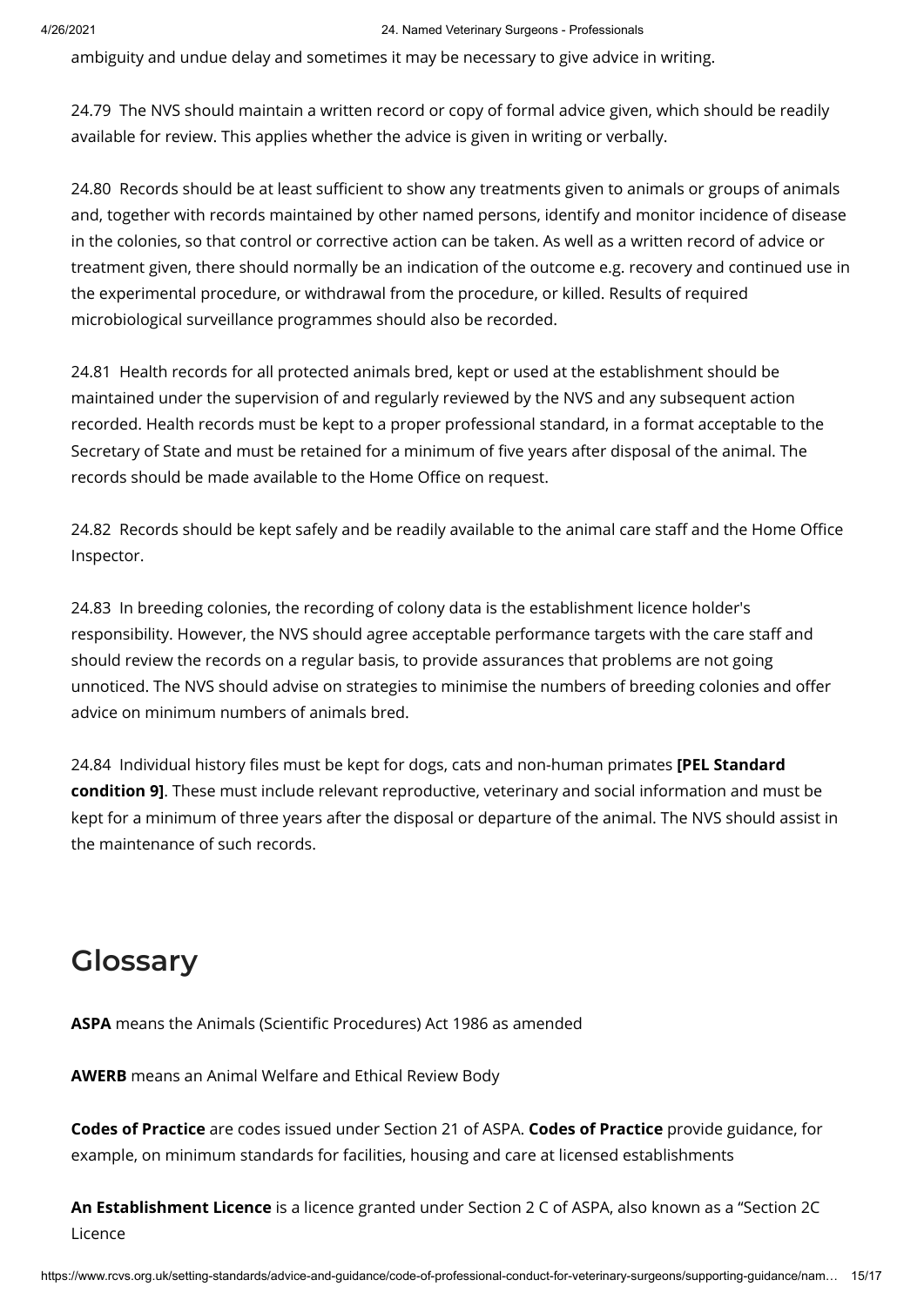ambiguity and undue delay and sometimes it may be necessary to give advice in writing.

24.79 The NVS should maintain a written record or copy of formal advice given, which should be readily available for review. This applies whether the advice is given in writing or verbally.

24.80 Records should be at least sufficient to show any treatments given to animals or groups of animals and, together with records maintained by other named persons, identify and monitor incidence of disease in the colonies, so that control or corrective action can be taken. As well as a written record of advice or treatment given, there should normally be an indication of the outcome e.g. recovery and continued use in the experimental procedure, or withdrawal from the procedure, or killed. Results of required microbiological surveillance programmes should also be recorded.

24.81 Health records for all protected animals bred, kept or used at the establishment should be maintained under the supervision of and regularly reviewed by the NVS and any subsequent action recorded. Health records must be kept to a proper professional standard, in a format acceptable to the Secretary of State and must be retained for a minimum of five years after disposal of the animal. The records should be made available to the Home Office on request.

24.82 Records should be kept safely and be readily available to the animal care staff and the Home Office Inspector.

24.83 In breeding colonies, the recording of colony data is the establishment licence holder's responsibility. However, the NVS should agree acceptable performance targets with the care staff and should review the records on a regular basis, to provide assurances that problems are not going unnoticed. The NVS should advise on strategies to minimise the numbers of breeding colonies and offer advice on minimum numbers of animals bred.

24.84 Individual history files must be kept for dogs, cats and non-human primates **[PEL Standard condition 9]**. These must include relevant reproductive, veterinary and social information and must be kept for a minimum of three years after the disposal or departure of the animal. The NVS should assist in the maintenance of such records.

## Glossary

**ASPA** means the Animals (Scientific Procedures) Act 1986 as amended

**AWERB** means an Animal Welfare and Ethical Review Body

**Codes of Practice** are codes issued under Section 21 of ASPA. **Codes of Practice** provide guidance, for example, on minimum standards for facilities, housing and care at licensed establishments

**An Establishment Licence** is a licence granted under Section 2 C of ASPA, also known as a "Section 2C Licence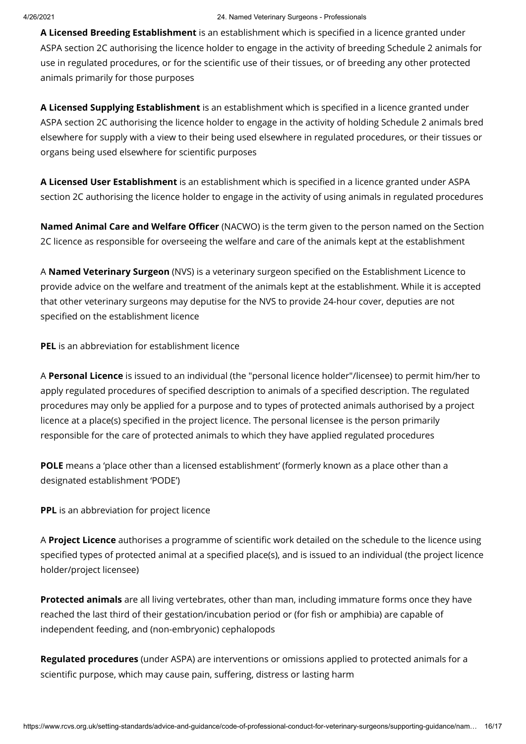**A Licensed Breeding Establishment** is an establishment which is specified in a licence granted under ASPA section 2C authorising the licence holder to engage in the activity of breeding Schedule 2 animals for use in regulated procedures, or for the scientific use of their tissues, or of breeding any other protected animals primarily for those purposes

**A Licensed Supplying Establishment** is an establishment which is specified in a licence granted under ASPA section 2C authorising the licence holder to engage in the activity of holding Schedule 2 animals bred elsewhere for supply with a view to their being used elsewhere in regulated procedures, or their tissues or organs being used elsewhere for scientific purposes

**A Licensed User Establishment** is an establishment which is specified in a licence granted under ASPA section 2C authorising the licence holder to engage in the activity of using animals in regulated procedures

**Named Animal Care and Welfare Officer** (NACWO) is the term given to the person named on the Section 2C licence as responsible for overseeing the welfare and care of the animals kept at the establishment

A **Named Veterinary Surgeon** (NVS) is a veterinary surgeon specified on the Establishment Licence to provide advice on the welfare and treatment of the animals kept at the establishment. While it is accepted that other veterinary surgeons may deputise for the NVS to provide 24-hour cover, deputies are not specified on the establishment licence

**PEL** is an abbreviation for establishment licence

A **Personal Licence** is issued to an individual (the "personal licence holder"/licensee) to permit him/her to apply regulated procedures of specified description to animals of a specified description. The regulated procedures may only be applied for a purpose and to types of protected animals authorised by a project licence at a place(s) specified in the project licence. The personal licensee is the person primarily responsible for the care of protected animals to which they have applied regulated procedures

**POLE** means a 'place other than a licensed establishment' (formerly known as a place other than a designated establishment 'PODE')

**PPL** is an abbreviation for project licence

A **Project Licence** authorises a programme of scientific work detailed on the schedule to the licence using specified types of protected animal at a specified place(s), and is issued to an individual (the project licence holder/project licensee)

**Protected animals** are all living vertebrates, other than man, including immature forms once they have reached the last third of their gestation/incubation period or (for fish or amphibia) are capable of independent feeding, and (non-embryonic) cephalopods

**Regulated procedures** (under ASPA) are interventions or omissions applied to protected animals for a scientific purpose, which may cause pain, suffering, distress or lasting harm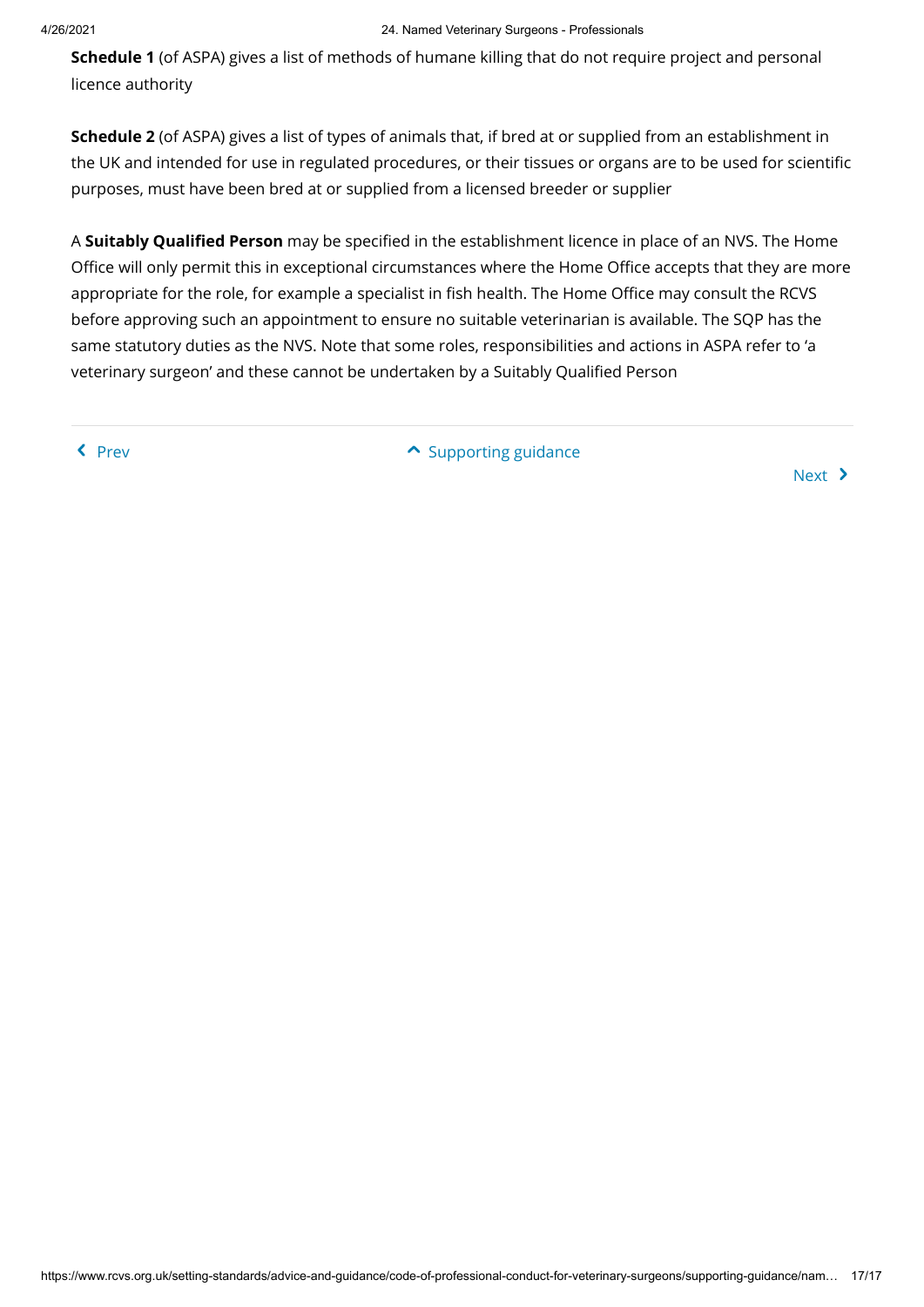**Schedule 1** (of ASPA) gives a list of methods of humane killing that do not require project and personal licence authority

**Schedule 2** (of ASPA) gives a list of types of animals that, if bred at or supplied from an establishment in the UK and intended for use in regulated procedures, or their tissues or organs are to be used for scientific purposes, must have been bred at or supplied from a licensed breeder or supplier

A **Suitably Qualified Person** may be specified in the establishment licence in place of an NVS. The Home Office will only permit this in exceptional circumstances where the Home Office accepts that they are more appropriate for the role, for example a specialist in fish health. The Home Office may consult the RCVS before approving such an appointment to ensure no suitable veterinarian is available. The SQP has the same statutory duties as the NVS. Note that some roles, responsibilities and actions in ASPA refer to 'a veterinary surgeon' and these cannot be undertaken by a Suitably Qualified Person

Prev | Supporting guidance | Next